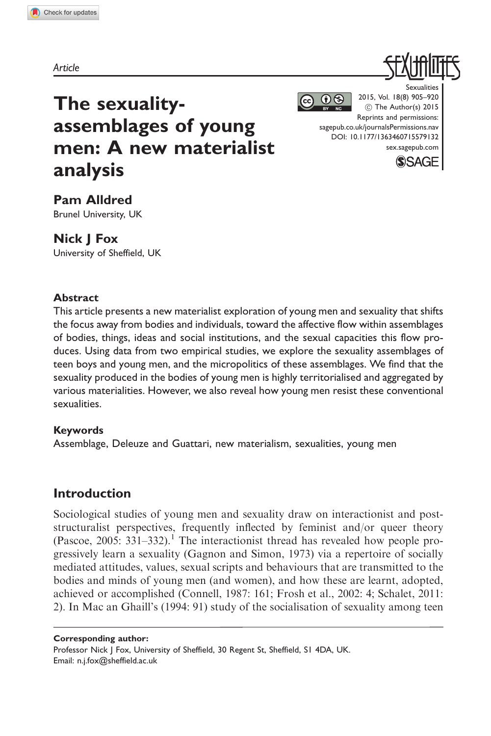*Article*

# The sexuality-assemblages of young men: A new materialist analysis

**Pam Alldred**
Brunel University, UK

**Nick J Fox**
University of Sheffield, UK

Sexualities
2015, Vol. 18(8) 905–920
© The Author(s) 2015
Reprints and permissions: sagepub.co.uk/journalsPermissions.nav
DOI: 10.1177/1363460715579132
sex.sagepub.com

### Abstract

This article presents a new materialist exploration of young men and sexuality that shifts the focus away from bodies and individuals, toward the affective flow within assemblages of bodies, things, ideas and social institutions, and the sexual capacities this flow produces. Using data from two empirical studies, we explore the sexuality assemblages of teen boys and young men, and the micropolitics of these assemblages. We find that the sexuality produced in the bodies of young men is highly territorialised and aggregated by various materialities. However, we also reveal how young men resist these conventional sexualities.

### Keywords

Assemblage, Deleuze and Guattari, new materialism, sexualities, young men

## Introduction

Sociological studies of young men and sexuality draw on interactionist and post-structuralist perspectives, frequently inflected by feminist and/or queer theory (Pascoe, 2005: 331–332).[1] The interactionist thread has revealed how people progressively learn a sexuality (Gagnon and Simon, 1973) via a repertoire of socially mediated attitudes, values, sexual scripts and behaviours that are transmitted to the bodies and minds of young men (and women), and how these are learnt, adopted, achieved or accomplished (Connell, 1987: 161; Frosh et al., 2002: 4; Schalet, 2011: 2). In Mac an Ghaill's (1994: 91) study of the socialisation of sexuality among teen

**Corresponding author:**
Professor Nick J Fox, University of Sheffield, 30 Regent St, Sheffield, S1 4DA, UK.
Email: n.j.fox@sheffield.ac.uk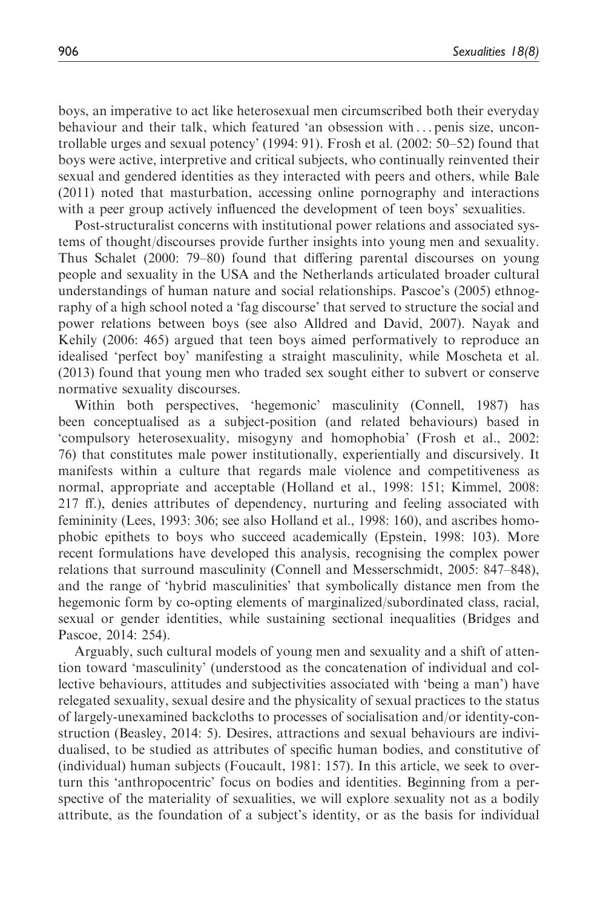boys, an imperative to act like heterosexual men circumscribed both their everyday behaviour and their talk, which featured 'an obsession with . . . penis size, uncontrollable urges and sexual potency' (1994: 91). Frosh et al. (2002: 50–52) found that boys were active, interpretive and critical subjects, who continually reinvented their sexual and gendered identities as they interacted with peers and others, while Bale (2011) noted that masturbation, accessing online pornography and interactions with a peer group actively influenced the development of teen boys' sexualities.

Post-structuralist concerns with institutional power relations and associated systems of thought/discourses provide further insights into young men and sexuality. Thus Schalet (2000: 79–80) found that differing parental discourses on young people and sexuality in the USA and the Netherlands articulated broader cultural understandings of human nature and social relationships. Pascoe's (2005) ethnography of a high school noted a 'fag discourse' that served to structure the social and power relations between boys (see also Alldred and David, 2007). Nayak and Kehily (2006: 465) argued that teen boys aimed performatively to reproduce an idealised 'perfect boy' manifesting a straight masculinity, while Moscheta et al. (2013) found that young men who traded sex sought either to subvert or conserve normative sexuality discourses.

Within both perspectives, 'hegemonic' masculinity (Connell, 1987) has been conceptualised as a subject-position (and related behaviours) based in 'compulsory heterosexuality, misogyny and homophobia' (Frosh et al., 2002: 76) that constitutes male power institutionally, experientially and discursively. It manifests within a culture that regards male violence and competitiveness as normal, appropriate and acceptable (Holland et al., 1998: 151; Kimmel, 2008: 217 ff.), denies attributes of dependency, nurturing and feeling associated with femininity (Lees, 1993: 306; see also Holland et al., 1998: 160), and ascribes homophobic epithets to boys who succeed academically (Epstein, 1998: 103). More recent formulations have developed this analysis, recognising the complex power relations that surround masculinity (Connell and Messerschmidt, 2005: 847–848), and the range of 'hybrid masculinities' that symbolically distance men from the hegemonic form by co-opting elements of marginalized/subordinated class, racial, sexual or gender identities, while sustaining sectional inequalities (Bridges and Pascoe, 2014: 254).

Arguably, such cultural models of young men and sexuality and a shift of attention toward 'masculinity' (understood as the concatenation of individual and collective behaviours, attitudes and subjectivities associated with 'being a man') have relegated sexuality, sexual desire and the physicality of sexual practices to the status of largely-unexamined backcloths to processes of socialisation and/or identity-construction (Beasley, 2014: 5). Desires, attractions and sexual behaviours are individualised, to be studied as attributes of specific human bodies, and constitutive of (individual) human subjects (Foucault, 1981: 157). In this article, we seek to overturn this 'anthropocentric' focus on bodies and identities. Beginning from a perspective of the materiality of sexualities, we will explore sexuality not as a bodily attribute, as the foundation of a subject's identity, or as the basis for individual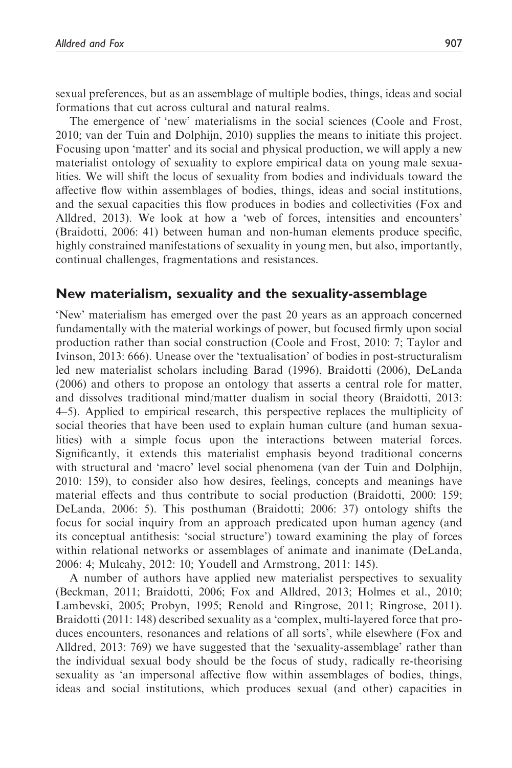sexual preferences, but as an assemblage of multiple bodies, things, ideas and social formations that cut across cultural and natural realms.

The emergence of 'new' materialisms in the social sciences (Coole and Frost, 2010; van der Tuin and Dolphijn, 2010) supplies the means to initiate this project. Focusing upon 'matter' and its social and physical production, we will apply a new materialist ontology of sexuality to explore empirical data on young male sexualities. We will shift the locus of sexuality from bodies and individuals toward the affective flow within assemblages of bodies, things, ideas and social institutions, and the sexual capacities this flow produces in bodies and collectivities (Fox and Alldred, 2013). We look at how a 'web of forces, intensities and encounters' (Braidotti, 2006: 41) between human and non-human elements produce specific, highly constrained manifestations of sexuality in young men, but also, importantly, continual challenges, fragmentations and resistances.

## New materialism, sexuality and the sexuality-assemblage

'New' materialism has emerged over the past 20 years as an approach concerned fundamentally with the material workings of power, but focused firmly upon social production rather than social construction (Coole and Frost, 2010: 7; Taylor and Ivinson, 2013: 666). Unease over the 'textualisation' of bodies in post-structuralism led new materialist scholars including Barad (1996), Braidotti (2006), DeLanda (2006) and others to propose an ontology that asserts a central role for matter, and dissolves traditional mind/matter dualism in social theory (Braidotti, 2013: 4–5). Applied to empirical research, this perspective replaces the multiplicity of social theories that have been used to explain human culture (and human sexualities) with a simple focus upon the interactions between material forces. Significantly, it extends this materialist emphasis beyond traditional concerns with structural and 'macro' level social phenomena (van der Tuin and Dolphijn, 2010: 159), to consider also how desires, feelings, concepts and meanings have material effects and thus contribute to social production (Braidotti, 2000: 159; DeLanda, 2006: 5). This posthuman (Braidotti; 2006: 37) ontology shifts the focus for social inquiry from an approach predicated upon human agency (and its conceptual antithesis: 'social structure') toward examining the play of forces within relational networks or assemblages of animate and inanimate (DeLanda, 2006: 4; Mulcahy, 2012: 10; Youdell and Armstrong, 2011: 145).

A number of authors have applied new materialist perspectives to sexuality (Beckman, 2011; Braidotti, 2006; Fox and Alldred, 2013; Holmes et al., 2010; Lambevski, 2005; Probyn, 1995; Renold and Ringrose, 2011; Ringrose, 2011). Braidotti (2011: 148) described sexuality as a 'complex, multi-layered force that produces encounters, resonances and relations of all sorts', while elsewhere (Fox and Alldred, 2013: 769) we have suggested that the 'sexuality-assemblage' rather than the individual sexual body should be the focus of study, radically re-theorising sexuality as 'an impersonal affective flow within assemblages of bodies, things, ideas and social institutions, which produces sexual (and other) capacities in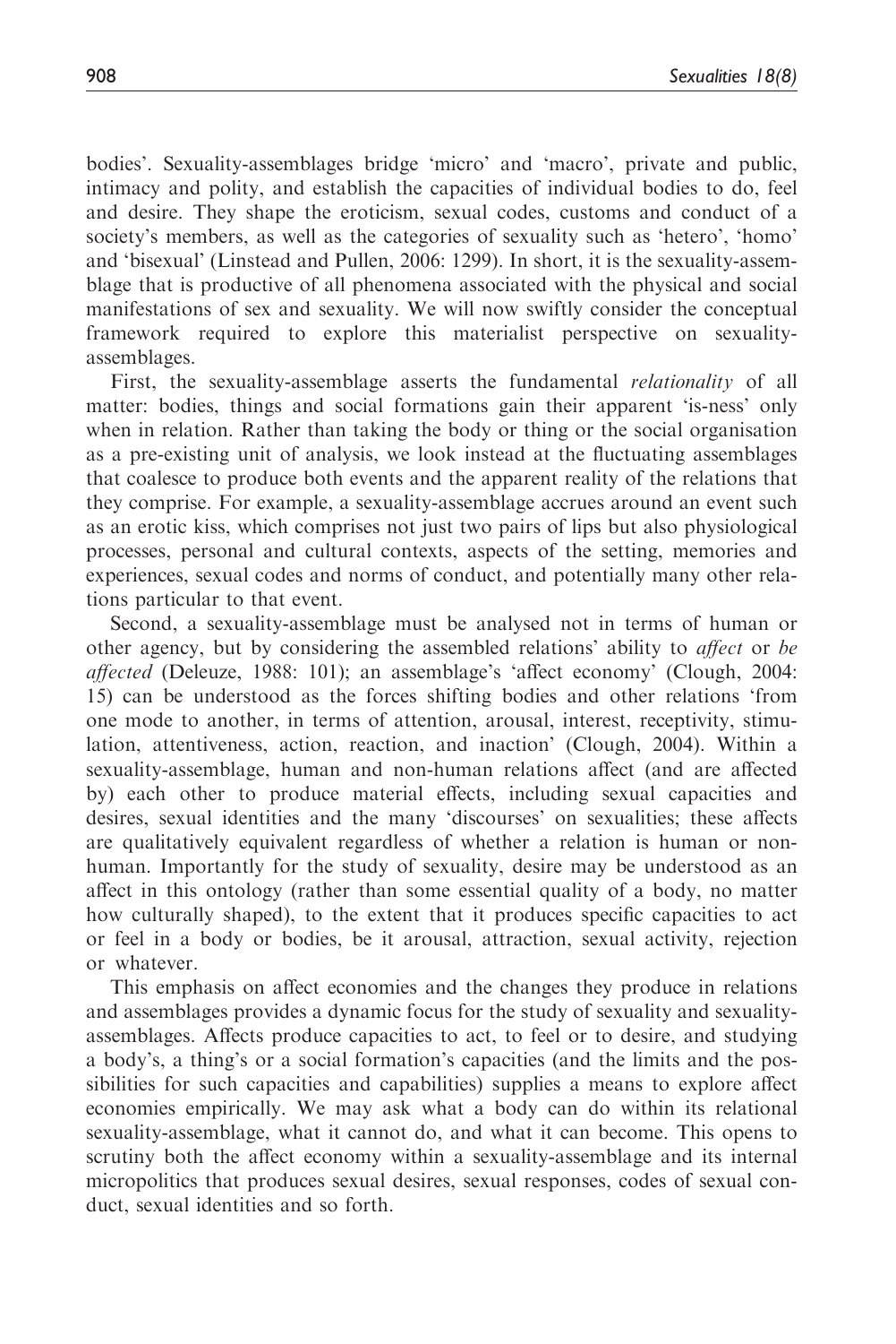bodies'. Sexuality-assemblages bridge 'micro' and 'macro', private and public, intimacy and polity, and establish the capacities of individual bodies to do, feel and desire. They shape the eroticism, sexual codes, customs and conduct of a society's members, as well as the categories of sexuality such as 'hetero', 'homo' and 'bisexual' (Linstead and Pullen, 2006: 1299). In short, it is the sexuality-assemblage that is productive of all phenomena associated with the physical and social manifestations of sex and sexuality. We will now swiftly consider the conceptual framework required to explore this materialist perspective on sexuality-assemblages.

First, the sexuality-assemblage asserts the fundamental *relationality* of all matter: bodies, things and social formations gain their apparent 'is-ness' only when in relation. Rather than taking the body or thing or the social organisation as a pre-existing unit of analysis, we look instead at the fluctuating assemblages that coalesce to produce both events and the apparent reality of the relations that they comprise. For example, a sexuality-assemblage accrues around an event such as an erotic kiss, which comprises not just two pairs of lips but also physiological processes, personal and cultural contexts, aspects of the setting, memories and experiences, sexual codes and norms of conduct, and potentially many other relations particular to that event.

Second, a sexuality-assemblage must be analysed not in terms of human or other agency, but by considering the assembled relations' ability to *affect* or *be affected* (Deleuze, 1988: 101); an assemblage's 'affect economy' (Clough, 2004: 15) can be understood as the forces shifting bodies and other relations 'from one mode to another, in terms of attention, arousal, interest, receptivity, stimulation, attentiveness, action, reaction, and inaction' (Clough, 2004). Within a sexuality-assemblage, human and non-human relations affect (and are affected by) each other to produce material effects, including sexual capacities and desires, sexual identities and the many 'discourses' on sexualities; these affects are qualitatively equivalent regardless of whether a relation is human or non-human. Importantly for the study of sexuality, desire may be understood as an affect in this ontology (rather than some essential quality of a body, no matter how culturally shaped), to the extent that it produces specific capacities to act or feel in a body or bodies, be it arousal, attraction, sexual activity, rejection or whatever.

This emphasis on affect economies and the changes they produce in relations and assemblages provides a dynamic focus for the study of sexuality and sexuality-assemblages. Affects produce capacities to act, to feel or to desire, and studying a body's, a thing's or a social formation's capacities (and the limits and the possibilities for such capacities and capabilities) supplies a means to explore affect economies empirically. We may ask what a body can do within its relational sexuality-assemblage, what it cannot do, and what it can become. This opens to scrutiny both the affect economy within a sexuality-assemblage and its internal micropolitics that produces sexual desires, sexual responses, codes of sexual conduct, sexual identities and so forth.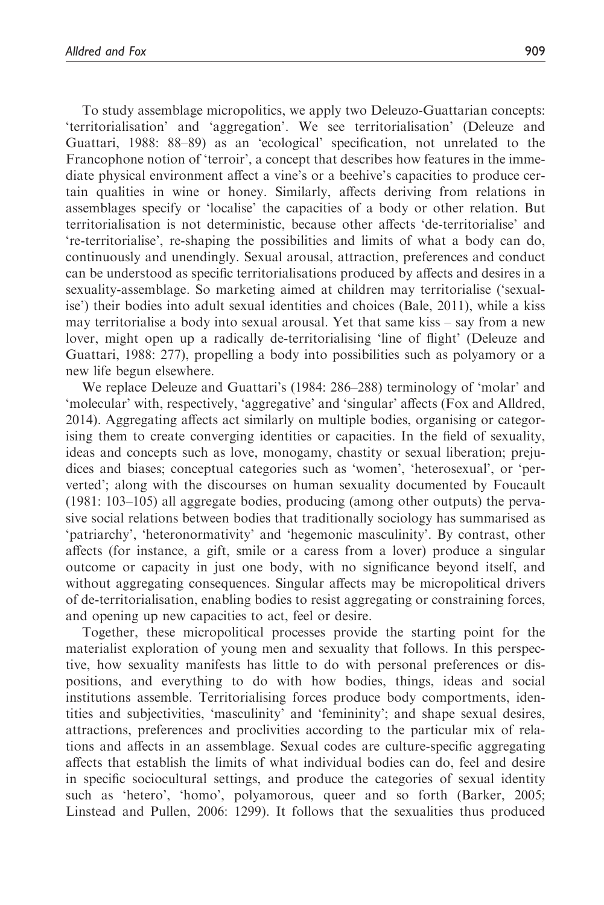To study assemblage micropolitics, we apply two Deleuzo-Guattarian concepts: 'territorialisation' and 'aggregation'. We see territorialisation' (Deleuze and Guattari, 1988: 88–89) as an 'ecological' specification, not unrelated to the Francophone notion of 'terroir', a concept that describes how features in the immediate physical environment affect a vine's or a beehive's capacities to produce certain qualities in wine or honey. Similarly, affects deriving from relations in assemblages specify or 'localise' the capacities of a body or other relation. But territorialisation is not deterministic, because other affects 'de-territorialise' and 're-territorialise', re-shaping the possibilities and limits of what a body can do, continuously and unendingly. Sexual arousal, attraction, preferences and conduct can be understood as specific territorialisations produced by affects and desires in a sexuality-assemblage. So marketing aimed at children may territorialise ('sexualise') their bodies into adult sexual identities and choices (Bale, 2011), while a kiss may territorialise a body into sexual arousal. Yet that same kiss – say from a new lover, might open up a radically de-territorialising 'line of flight' (Deleuze and Guattari, 1988: 277), propelling a body into possibilities such as polyamory or a new life begun elsewhere.

We replace Deleuze and Guattari's (1984: 286–288) terminology of 'molar' and 'molecular' with, respectively, 'aggregative' and 'singular' affects (Fox and Alldred, 2014). Aggregating affects act similarly on multiple bodies, organising or categorising them to create converging identities or capacities. In the field of sexuality, ideas and concepts such as love, monogamy, chastity or sexual liberation; prejudices and biases; conceptual categories such as 'women', 'heterosexual', or 'perverted'; along with the discourses on human sexuality documented by Foucault (1981: 103–105) all aggregate bodies, producing (among other outputs) the pervasive social relations between bodies that traditionally sociology has summarised as 'patriarchy', 'heteronormativity' and 'hegemonic masculinity'. By contrast, other affects (for instance, a gift, smile or a caress from a lover) produce a singular outcome or capacity in just one body, with no significance beyond itself, and without aggregating consequences. Singular affects may be micropolitical drivers of de-territorialisation, enabling bodies to resist aggregating or constraining forces, and opening up new capacities to act, feel or desire.

Together, these micropolitical processes provide the starting point for the materialist exploration of young men and sexuality that follows. In this perspective, how sexuality manifests has little to do with personal preferences or dispositions, and everything to do with how bodies, things, ideas and social institutions assemble. Territorialising forces produce body comportments, identities and subjectivities, 'masculinity' and 'femininity'; and shape sexual desires, attractions, preferences and proclivities according to the particular mix of relations and affects in an assemblage. Sexual codes are culture-specific aggregating affects that establish the limits of what individual bodies can do, feel and desire in specific sociocultural settings, and produce the categories of sexual identity such as 'hetero', 'homo', polyamorous, queer and so forth (Barker, 2005; Linstead and Pullen, 2006: 1299). It follows that the sexualities thus produced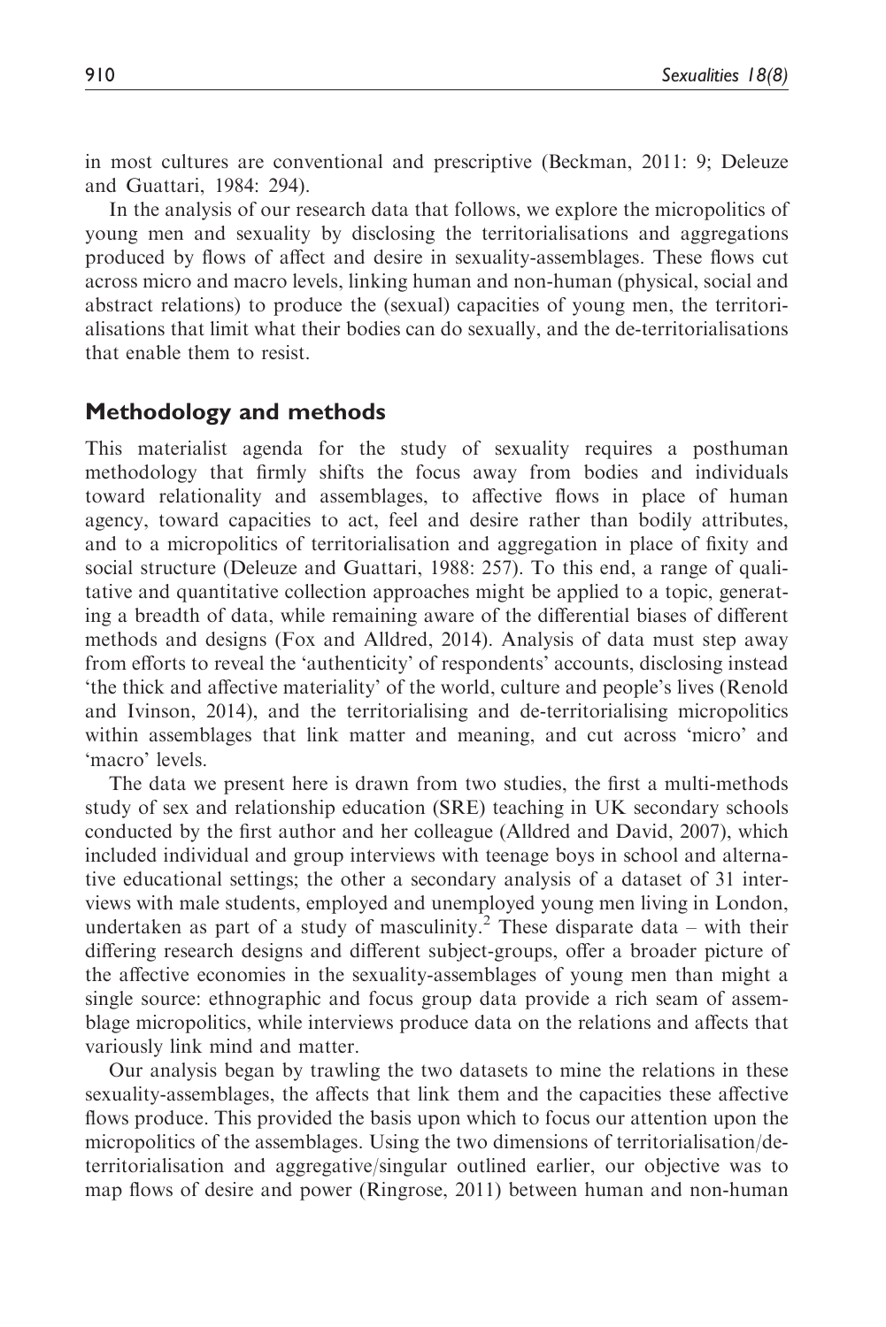in most cultures are conventional and prescriptive (Beckman, 2011: 9; Deleuze and Guattari, 1984: 294).

In the analysis of our research data that follows, we explore the micropolitics of young men and sexuality by disclosing the territorialisations and aggregations produced by flows of affect and desire in sexuality-assemblages. These flows cut across micro and macro levels, linking human and non-human (physical, social and abstract relations) to produce the (sexual) capacities of young men, the territorialisations that limit what their bodies can do sexually, and the de-territorialisations that enable them to resist.

## Methodology and methods

This materialist agenda for the study of sexuality requires a posthuman methodology that firmly shifts the focus away from bodies and individuals toward relationality and assemblages, to affective flows in place of human agency, toward capacities to act, feel and desire rather than bodily attributes, and to a micropolitics of territorialisation and aggregation in place of fixity and social structure (Deleuze and Guattari, 1988: 257). To this end, a range of qualitative and quantitative collection approaches might be applied to a topic, generating a breadth of data, while remaining aware of the differential biases of different methods and designs (Fox and Alldred, 2014). Analysis of data must step away from efforts to reveal the 'authenticity' of respondents' accounts, disclosing instead 'the thick and affective materiality' of the world, culture and people's lives (Renold and Ivinson, 2014), and the territorialising and de-territorialising micropolitics within assemblages that link matter and meaning, and cut across 'micro' and 'macro' levels.

The data we present here is drawn from two studies, the first a multi-methods study of sex and relationship education (SRE) teaching in UK secondary schools conducted by the first author and her colleague (Alldred and David, 2007), which included individual and group interviews with teenage boys in school and alternative educational settings; the other a secondary analysis of a dataset of 31 interviews with male students, employed and unemployed young men living in London, undertaken as part of a study of masculinity.[2] These disparate data – with their differing research designs and different subject-groups, offer a broader picture of the affective economies in the sexuality-assemblages of young men than might a single source: ethnographic and focus group data provide a rich seam of assemblage micropolitics, while interviews produce data on the relations and affects that variously link mind and matter.

Our analysis began by trawling the two datasets to mine the relations in these sexuality-assemblages, the affects that link them and the capacities these affective flows produce. This provided the basis upon which to focus our attention upon the micropolitics of the assemblages. Using the two dimensions of territorialisation/de-territorialisation and aggregative/singular outlined earlier, our objective was to map flows of desire and power (Ringrose, 2011) between human and non-human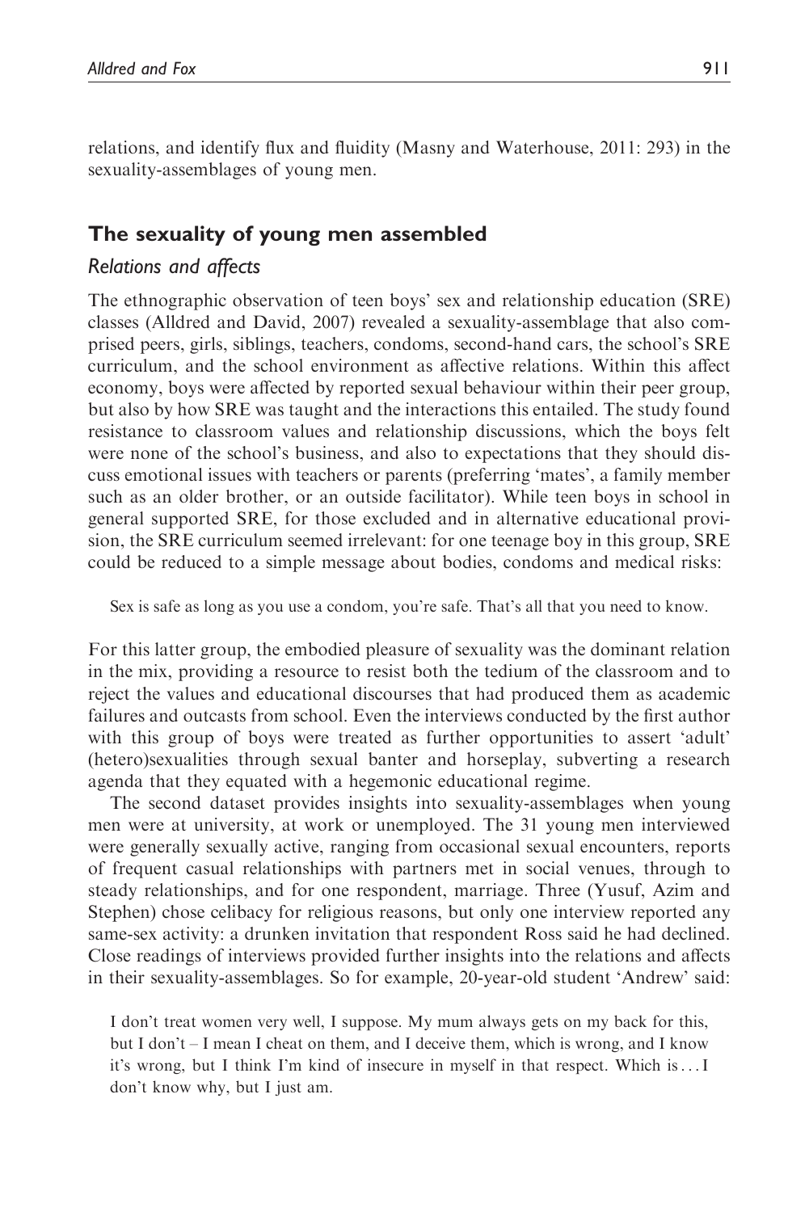relations, and identify flux and fluidity (Masny and Waterhouse, 2011: 293) in the sexuality-assemblages of young men.

## The sexuality of young men assembled

### *Relations and affects*

The ethnographic observation of teen boys' sex and relationship education (SRE) classes (Alldred and David, 2007) revealed a sexuality-assemblage that also comprised peers, girls, siblings, teachers, condoms, second-hand cars, the school's SRE curriculum, and the school environment as affective relations. Within this affect economy, boys were affected by reported sexual behaviour within their peer group, but also by how SRE was taught and the interactions this entailed. The study found resistance to classroom values and relationship discussions, which the boys felt were none of the school's business, and also to expectations that they should discuss emotional issues with teachers or parents (preferring 'mates', a family member such as an older brother, or an outside facilitator). While teen boys in school in general supported SRE, for those excluded and in alternative educational provision, the SRE curriculum seemed irrelevant: for one teenage boy in this group, SRE could be reduced to a simple message about bodies, condoms and medical risks:

> Sex is safe as long as you use a condom, you're safe. That's all that you need to know.

For this latter group, the embodied pleasure of sexuality was the dominant relation in the mix, providing a resource to resist both the tedium of the classroom and to reject the values and educational discourses that had produced them as academic failures and outcasts from school. Even the interviews conducted by the first author with this group of boys were treated as further opportunities to assert 'adult' (hetero)sexualities through sexual banter and horseplay, subverting a research agenda that they equated with a hegemonic educational regime.

The second dataset provides insights into sexuality-assemblages when young men were at university, at work or unemployed. The 31 young men interviewed were generally sexually active, ranging from occasional sexual encounters, reports of frequent casual relationships with partners met in social venues, through to steady relationships, and for one respondent, marriage. Three (Yusuf, Azim and Stephen) chose celibacy for religious reasons, but only one interview reported any same-sex activity: a drunken invitation that respondent Ross said he had declined. Close readings of interviews provided further insights into the relations and affects in their sexuality-assemblages. So for example, 20-year-old student 'Andrew' said:

> I don't treat women very well, I suppose. My mum always gets on my back for this, but I don't – I mean I cheat on them, and I deceive them, which is wrong, and I know it's wrong, but I think I'm kind of insecure in myself in that respect. Which is . . . I don't know why, but I just am.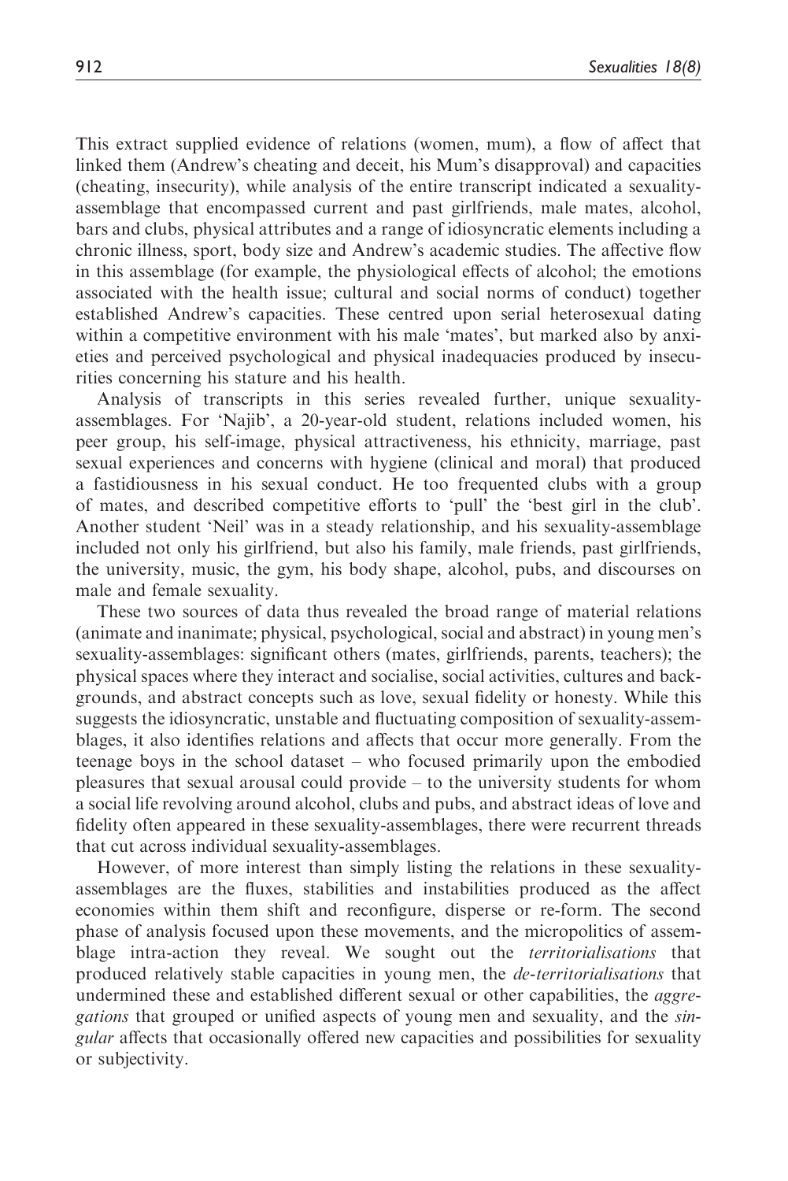This extract supplied evidence of relations (women, mum), a flow of affect that linked them (Andrew's cheating and deceit, his Mum's disapproval) and capacities (cheating, insecurity), while analysis of the entire transcript indicated a sexuality-assemblage that encompassed current and past girlfriends, male mates, alcohol, bars and clubs, physical attributes and a range of idiosyncratic elements including a chronic illness, sport, body size and Andrew's academic studies. The affective flow in this assemblage (for example, the physiological effects of alcohol; the emotions associated with the health issue; cultural and social norms of conduct) together established Andrew's capacities. These centred upon serial heterosexual dating within a competitive environment with his male 'mates', but marked also by anxieties and perceived psychological and physical inadequacies produced by insecurities concerning his stature and his health.

Analysis of transcripts in this series revealed further, unique sexuality-assemblages. For 'Najib', a 20-year-old student, relations included women, his peer group, his self-image, physical attractiveness, his ethnicity, marriage, past sexual experiences and concerns with hygiene (clinical and moral) that produced a fastidiousness in his sexual conduct. He too frequented clubs with a group of mates, and described competitive efforts to 'pull' the 'best girl in the club'. Another student 'Neil' was in a steady relationship, and his sexuality-assemblage included not only his girlfriend, but also his family, male friends, past girlfriends, the university, music, the gym, his body shape, alcohol, pubs, and discourses on male and female sexuality.

These two sources of data thus revealed the broad range of material relations (animate and inanimate; physical, psychological, social and abstract) in young men's sexuality-assemblages: significant others (mates, girlfriends, parents, teachers); the physical spaces where they interact and socialise, social activities, cultures and backgrounds, and abstract concepts such as love, sexual fidelity or honesty. While this suggests the idiosyncratic, unstable and fluctuating composition of sexuality-assemblages, it also identifies relations and affects that occur more generally. From the teenage boys in the school dataset – who focused primarily upon the embodied pleasures that sexual arousal could provide – to the university students for whom a social life revolving around alcohol, clubs and pubs, and abstract ideas of love and fidelity often appeared in these sexuality-assemblages, there were recurrent threads that cut across individual sexuality-assemblages.

However, of more interest than simply listing the relations in these sexuality-assemblages are the fluxes, stabilities and instabilities produced as the affect economies within them shift and reconfigure, disperse or re-form. The second phase of analysis focused upon these movements, and the micropolitics of assemblage intra-action they reveal. We sought out the *territorialisations* that produced relatively stable capacities in young men, the *de-territorialisations* that undermined these and established different sexual or other capabilities, the *aggregations* that grouped or unified aspects of young men and sexuality, and the *singular* affects that occasionally offered new capacities and possibilities for sexuality or subjectivity.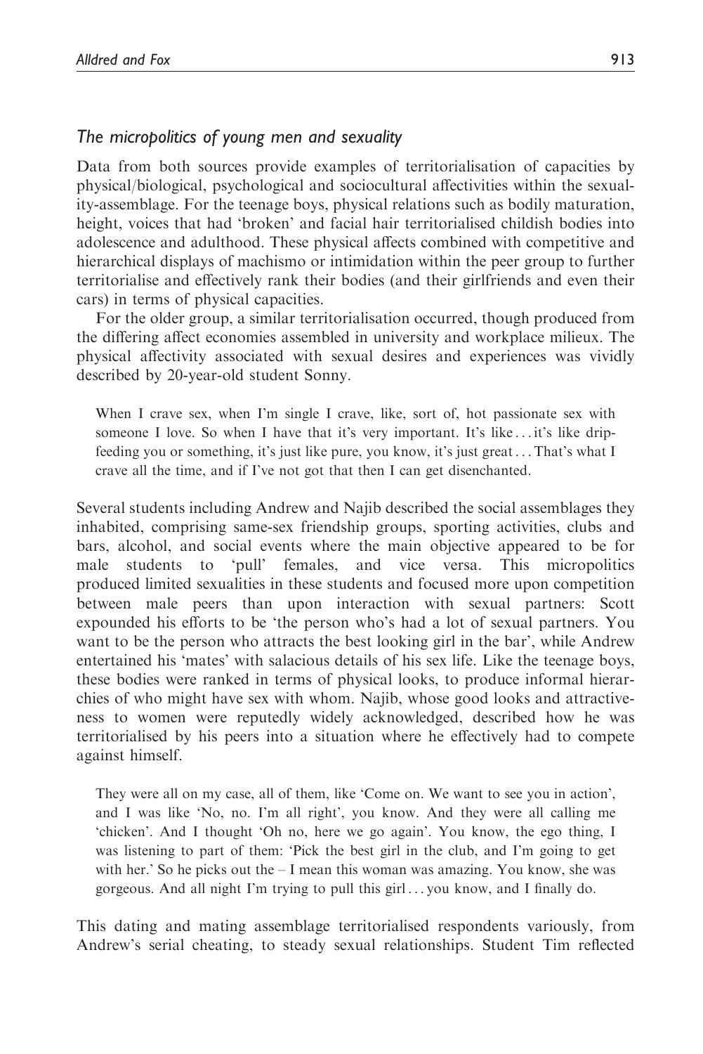### *The micropolitics of young men and sexuality*

Data from both sources provide examples of territorialisation of capacities by physical/biological, psychological and sociocultural affectivities within the sexuality-assemblage. For the teenage boys, physical relations such as bodily maturation, height, voices that had 'broken' and facial hair territorialised childish bodies into adolescence and adulthood. These physical affects combined with competitive and hierarchical displays of machismo or intimidation within the peer group to further territorialise and effectively rank their bodies (and their girlfriends and even their cars) in terms of physical capacities.

For the older group, a similar territorialisation occurred, though produced from the differing affect economies assembled in university and workplace milieux. The physical affectivity associated with sexual desires and experiences was vividly described by 20-year-old student Sonny.

> When I crave sex, when I'm single I crave, like, sort of, hot passionate sex with someone I love. So when I have that it's very important. It's like ... it's like drip-feeding you or something, it's just like pure, you know, it's just great ... That's what I crave all the time, and if I've not got that then I can get disenchanted.

Several students including Andrew and Najib described the social assemblages they inhabited, comprising same-sex friendship groups, sporting activities, clubs and bars, alcohol, and social events where the main objective appeared to be for male students to 'pull' females, and vice versa. This micropolitics produced limited sexualities in these students and focused more upon competition between male peers than upon interaction with sexual partners: Scott expounded his efforts to be 'the person who's had a lot of sexual partners. You want to be the person who attracts the best looking girl in the bar', while Andrew entertained his 'mates' with salacious details of his sex life. Like the teenage boys, these bodies were ranked in terms of physical looks, to produce informal hierarchies of who might have sex with whom. Najib, whose good looks and attractiveness to women were reputedly widely acknowledged, described how he was territorialised by his peers into a situation where he effectively had to compete against himself.

> They were all on my case, all of them, like 'Come on. We want to see you in action', and I was like 'No, no. I'm all right', you know. And they were all calling me 'chicken'. And I thought 'Oh no, here we go again'. You know, the ego thing, I was listening to part of them: 'Pick the best girl in the club, and I'm going to get with her.' So he picks out the – I mean this woman was amazing. You know, she was gorgeous. And all night I'm trying to pull this girl ... you know, and I finally do.

This dating and mating assemblage territorialised respondents variously, from Andrew's serial cheating, to steady sexual relationships. Student Tim reflected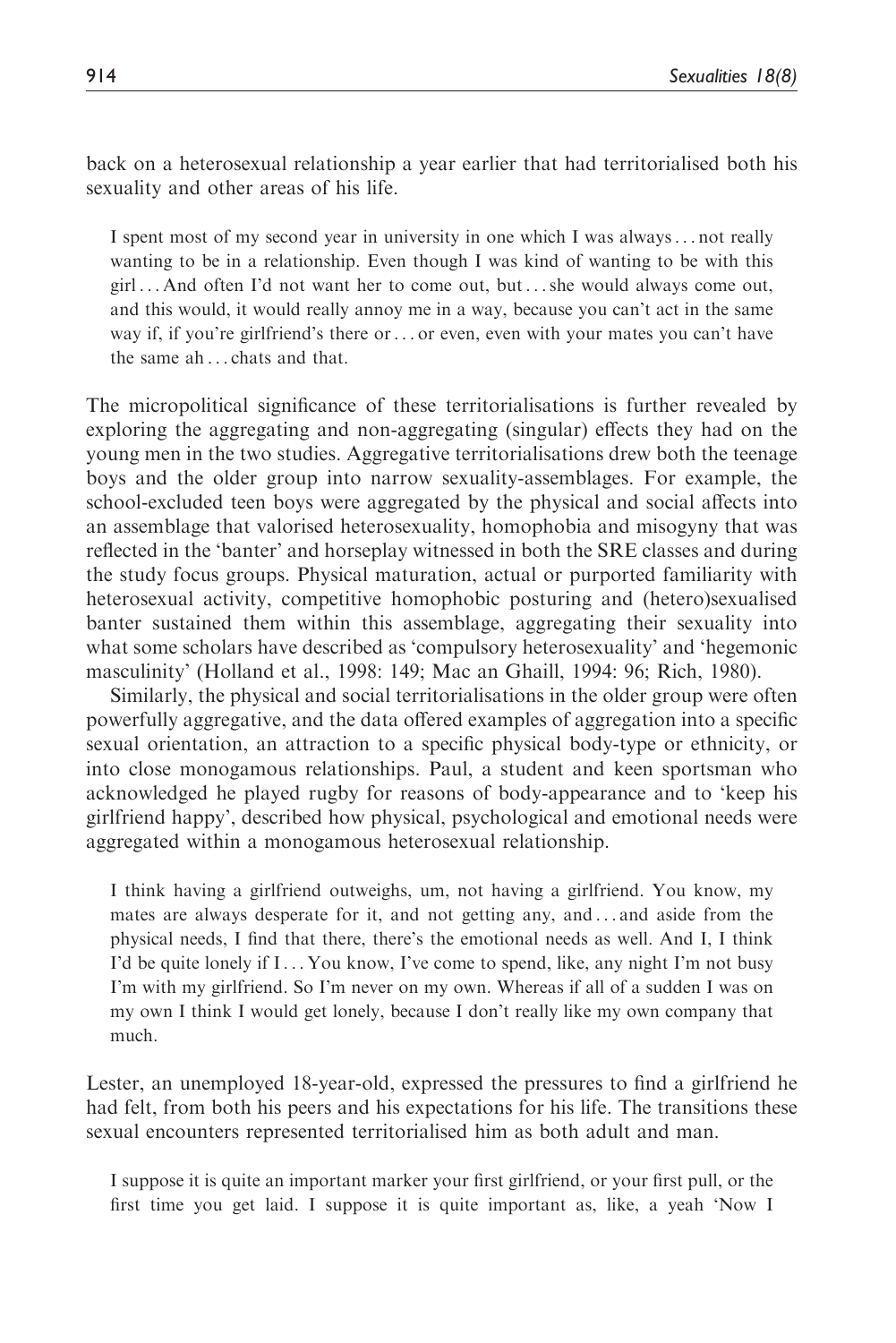back on a heterosexual relationship a year earlier that had territorialised both his sexuality and other areas of his life.

> I spent most of my second year in university in one which I was always . . . not really wanting to be in a relationship. Even though I was kind of wanting to be with this girl . . . And often I'd not want her to come out, but . . . she would always come out, and this would, it would really annoy me in a way, because you can't act in the same way if, if you're girlfriend's there or . . . or even, even with your mates you can't have the same ah . . . chats and that.

The micropolitical significance of these territorialisations is further revealed by exploring the aggregating and non-aggregating (singular) effects they had on the young men in the two studies. Aggregative territorialisations drew both the teenage boys and the older group into narrow sexuality-assemblages. For example, the school-excluded teen boys were aggregated by the physical and social affects into an assemblage that valorised heterosexuality, homophobia and misogyny that was reflected in the 'banter' and horseplay witnessed in both the SRE classes and during the study focus groups. Physical maturation, actual or purported familiarity with heterosexual activity, competitive homophobic posturing and (hetero)sexualised banter sustained them within this assemblage, aggregating their sexuality into what some scholars have described as 'compulsory heterosexuality' and 'hegemonic masculinity' (Holland et al., 1998: 149; Mac an Ghaill, 1994: 96; Rich, 1980).

Similarly, the physical and social territorialisations in the older group were often powerfully aggregative, and the data offered examples of aggregation into a specific sexual orientation, an attraction to a specific physical body-type or ethnicity, or into close monogamous relationships. Paul, a student and keen sportsman who acknowledged he played rugby for reasons of body-appearance and to 'keep his girlfriend happy', described how physical, psychological and emotional needs were aggregated within a monogamous heterosexual relationship.

> I think having a girlfriend outweighs, um, not having a girlfriend. You know, my mates are always desperate for it, and not getting any, and . . . and aside from the physical needs, I find that there, there's the emotional needs as well. And I, I think I'd be quite lonely if I . . . You know, I've come to spend, like, any night I'm not busy I'm with my girlfriend. So I'm never on my own. Whereas if all of a sudden I was on my own I think I would get lonely, because I don't really like my own company that much.

Lester, an unemployed 18-year-old, expressed the pressures to find a girlfriend he had felt, from both his peers and his expectations for his life. The transitions these sexual encounters represented territorialised him as both adult and man.

> I suppose it is quite an important marker your first girlfriend, or your first pull, or the first time you get laid. I suppose it is quite important as, like, a yeah 'Now I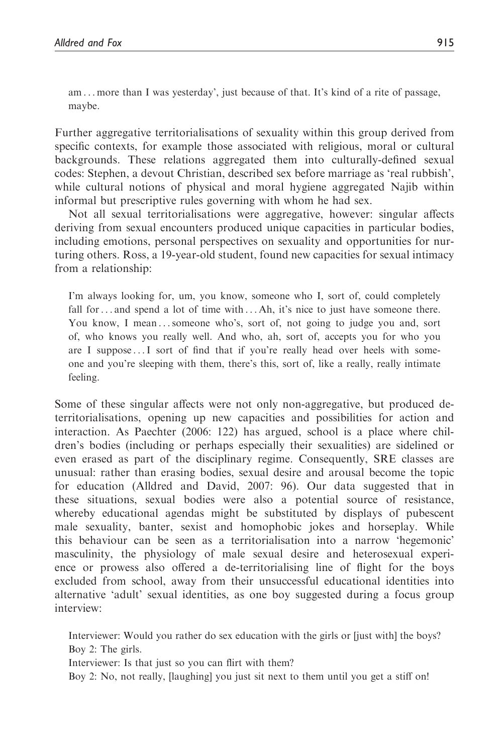am . . . more than I was yesterday', just because of that. It's kind of a rite of passage, maybe.

Further aggregative territorialisations of sexuality within this group derived from specific contexts, for example those associated with religious, moral or cultural backgrounds. These relations aggregated them into culturally-defined sexual codes: Stephen, a devout Christian, described sex before marriage as 'real rubbish', while cultural notions of physical and moral hygiene aggregated Najib within informal but prescriptive rules governing with whom he had sex.

Not all sexual territorialisations were aggregative, however: singular affects deriving from sexual encounters produced unique capacities in particular bodies, including emotions, personal perspectives on sexuality and opportunities for nurturing others. Ross, a 19-year-old student, found new capacities for sexual intimacy from a relationship:

> I'm always looking for, um, you know, someone who I, sort of, could completely fall for . . . and spend a lot of time with . . . Ah, it's nice to just have someone there. You know, I mean . . . someone who's, sort of, not going to judge you and, sort of, who knows you really well. And who, ah, sort of, accepts you for who you are I suppose . . . I sort of find that if you're really head over heels with someone and you're sleeping with them, there's this, sort of, like a really, really intimate feeling.

Some of these singular affects were not only non-aggregative, but produced de-territorialisations, opening up new capacities and possibilities for action and interaction. As Paechter (2006: 122) has argued, school is a place where children's bodies (including or perhaps especially their sexualities) are sidelined or even erased as part of the disciplinary regime. Consequently, SRE classes are unusual: rather than erasing bodies, sexual desire and arousal become the topic for education (Alldred and David, 2007: 96). Our data suggested that in these situations, sexual bodies were also a potential source of resistance, whereby educational agendas might be substituted by displays of pubescent male sexuality, banter, sexist and homophobic jokes and horseplay. While this behaviour can be seen as a territorialisation into a narrow 'hegemonic' masculinity, the physiology of male sexual desire and heterosexual experience or prowess also offered a de-territorialising line of flight for the boys excluded from school, away from their unsuccessful educational identities into alternative 'adult' sexual identities, as one boy suggested during a focus group interview:

> Interviewer: Would you rather do sex education with the girls or [just with] the boys?
> Boy 2: The girls.
> Interviewer: Is that just so you can flirt with them?
> Boy 2: No, not really, [laughing] you just sit next to them until you get a stiff on!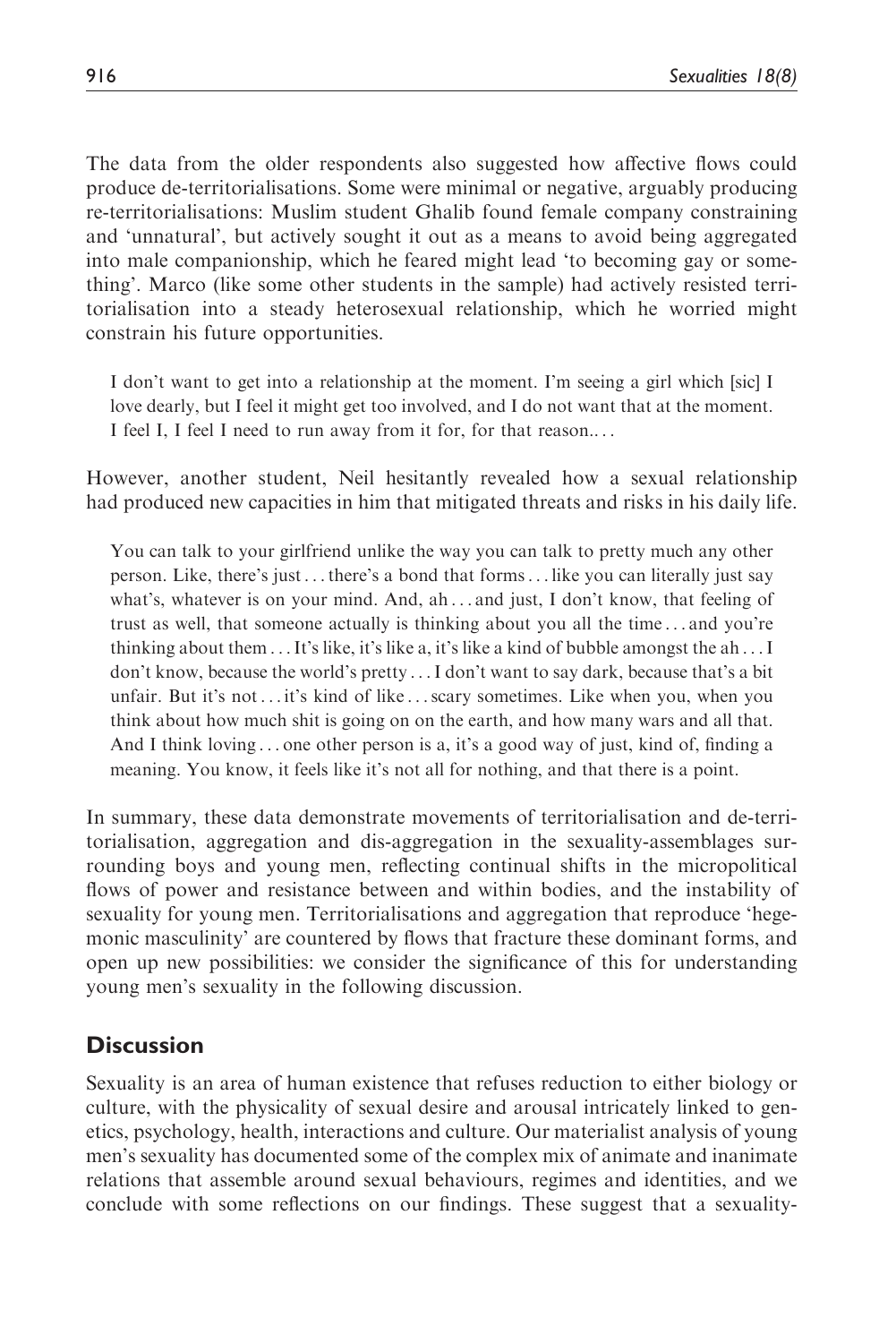The data from the older respondents also suggested how affective flows could produce de-territorialisations. Some were minimal or negative, arguably producing re-territorialisations: Muslim student Ghalib found female company constraining and 'unnatural', but actively sought it out as a means to avoid being aggregated into male companionship, which he feared might lead 'to becoming gay or something'. Marco (like some other students in the sample) had actively resisted territorialisation into a steady heterosexual relationship, which he worried might constrain his future opportunities.

> I don't want to get into a relationship at the moment. I'm seeing a girl which [sic] I love dearly, but I feel it might get too involved, and I do not want that at the moment. I feel I, I feel I need to run away from it for, for that reason.. . .

However, another student, Neil hesitantly revealed how a sexual relationship had produced new capacities in him that mitigated threats and risks in his daily life.

> You can talk to your girlfriend unlike the way you can talk to pretty much any other person. Like, there's just . . . there's a bond that forms . . . like you can literally just say what's, whatever is on your mind. And, ah . . . and just, I don't know, that feeling of trust as well, that someone actually is thinking about you all the time . . . and you're thinking about them . . . It's like, it's like a, it's like a kind of bubble amongst the ah . . . I don't know, because the world's pretty . . . I don't want to say dark, because that's a bit unfair. But it's not . . . it's kind of like . . . scary sometimes. Like when you, when you think about how much shit is going on on the earth, and how many wars and all that. And I think loving . . . one other person is a, it's a good way of just, kind of, finding a meaning. You know, it feels like it's not all for nothing, and that there is a point.

In summary, these data demonstrate movements of territorialisation and de-territorialisation, aggregation and dis-aggregation in the sexuality-assemblages surrounding boys and young men, reflecting continual shifts in the micropolitical flows of power and resistance between and within bodies, and the instability of sexuality for young men. Territorialisations and aggregation that reproduce 'hegemonic masculinity' are countered by flows that fracture these dominant forms, and open up new possibilities: we consider the significance of this for understanding young men's sexuality in the following discussion.

## Discussion

Sexuality is an area of human existence that refuses reduction to either biology or culture, with the physicality of sexual desire and arousal intricately linked to genetics, psychology, health, interactions and culture. Our materialist analysis of young men's sexuality has documented some of the complex mix of animate and inanimate relations that assemble around sexual behaviours, regimes and identities, and we conclude with some reflections on our findings. These suggest that a sexuality-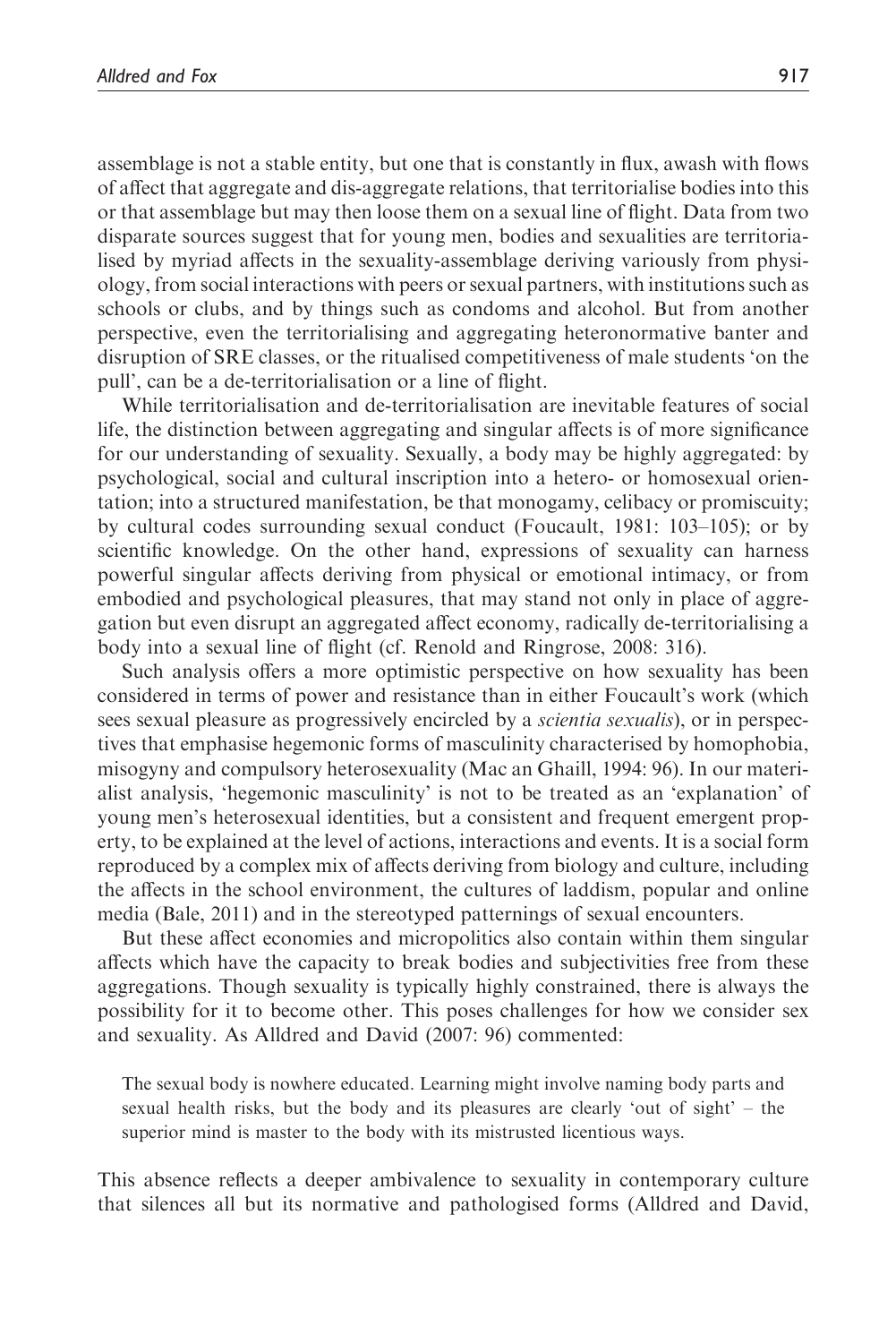assemblage is not a stable entity, but one that is constantly in flux, awash with flows of affect that aggregate and dis-aggregate relations, that territorialise bodies into this or that assemblage but may then loose them on a sexual line of flight. Data from two disparate sources suggest that for young men, bodies and sexualities are territorialised by myriad affects in the sexuality-assemblage deriving variously from physiology, from social interactions with peers or sexual partners, with institutions such as schools or clubs, and by things such as condoms and alcohol. But from another perspective, even the territorialising and aggregating heteronormative banter and disruption of SRE classes, or the ritualised competitiveness of male students 'on the pull', can be a de-territorialisation or a line of flight.

While territorialisation and de-territorialisation are inevitable features of social life, the distinction between aggregating and singular affects is of more significance for our understanding of sexuality. Sexually, a body may be highly aggregated: by psychological, social and cultural inscription into a hetero- or homosexual orientation; into a structured manifestation, be that monogamy, celibacy or promiscuity; by cultural codes surrounding sexual conduct (Foucault, 1981: 103–105); or by scientific knowledge. On the other hand, expressions of sexuality can harness powerful singular affects deriving from physical or emotional intimacy, or from embodied and psychological pleasures, that may stand not only in place of aggregation but even disrupt an aggregated affect economy, radically de-territorialising a body into a sexual line of flight (cf. Renold and Ringrose, 2008: 316).

Such analysis offers a more optimistic perspective on how sexuality has been considered in terms of power and resistance than in either Foucault's work (which sees sexual pleasure as progressively encircled by a *scientia sexualis*), or in perspectives that emphasise hegemonic forms of masculinity characterised by homophobia, misogyny and compulsory heterosexuality (Mac an Ghaill, 1994: 96). In our materialist analysis, 'hegemonic masculinity' is not to be treated as an 'explanation' of young men's heterosexual identities, but a consistent and frequent emergent property, to be explained at the level of actions, interactions and events. It is a social form reproduced by a complex mix of affects deriving from biology and culture, including the affects in the school environment, the cultures of laddism, popular and online media (Bale, 2011) and in the stereotyped patternings of sexual encounters.

But these affect economies and micropolitics also contain within them singular affects which have the capacity to break bodies and subjectivities free from these aggregations. Though sexuality is typically highly constrained, there is always the possibility for it to become other. This poses challenges for how we consider sex and sexuality. As Alldred and David (2007: 96) commented:

> The sexual body is nowhere educated. Learning might involve naming body parts and sexual health risks, but the body and its pleasures are clearly 'out of sight' – the superior mind is master to the body with its mistrusted licentious ways.

This absence reflects a deeper ambivalence to sexuality in contemporary culture that silences all but its normative and pathologised forms (Alldred and David,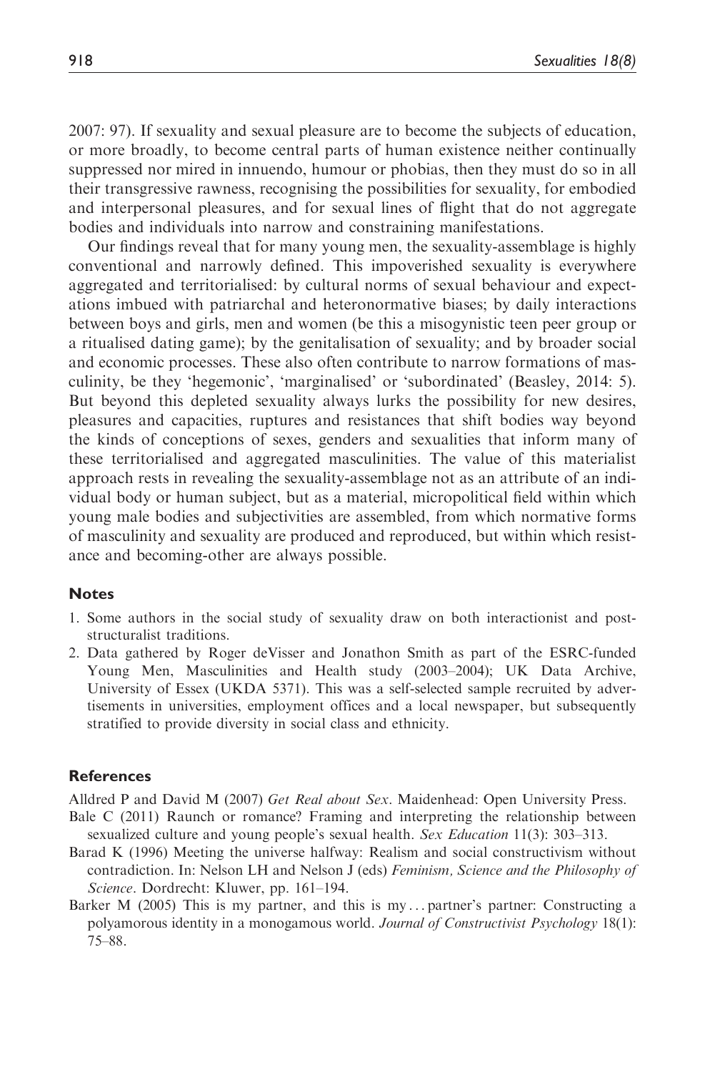2007: 97). If sexuality and sexual pleasure are to become the subjects of education, or more broadly, to become central parts of human existence neither continually suppressed nor mired in innuendo, humour or phobias, then they must do so in all their transgressive rawness, recognising the possibilities for sexuality, for embodied and interpersonal pleasures, and for sexual lines of flight that do not aggregate bodies and individuals into narrow and constraining manifestations.

Our findings reveal that for many young men, the sexuality-assemblage is highly conventional and narrowly defined. This impoverished sexuality is everywhere aggregated and territorialised: by cultural norms of sexual behaviour and expectations imbued with patriarchal and heteronormative biases; by daily interactions between boys and girls, men and women (be this a misogynistic teen peer group or a ritualised dating game); by the genitalisation of sexuality; and by broader social and economic processes. These also often contribute to narrow formations of masculinity, be they 'hegemonic', 'marginalised' or 'subordinated' (Beasley, 2014: 5). But beyond this depleted sexuality always lurks the possibility for new desires, pleasures and capacities, ruptures and resistances that shift bodies way beyond the kinds of conceptions of sexes, genders and sexualities that inform many of these territorialised and aggregated masculinities. The value of this materialist approach rests in revealing the sexuality-assemblage not as an attribute of an individual body or human subject, but as a material, micropolitical field within which young male bodies and subjectivities are assembled, from which normative forms of masculinity and sexuality are produced and reproduced, but within which resistance and becoming-other are always possible.

## Notes

1. Some authors in the social study of sexuality draw on both interactionist and post-structuralist traditions.
2. Data gathered by Roger deVisser and Jonathon Smith as part of the ESRC-funded Young Men, Masculinities and Health study (2003–2004); UK Data Archive, University of Essex (UKDA 5371). This was a self-selected sample recruited by advertisements in universities, employment offices and a local newspaper, but subsequently stratified to provide diversity in social class and ethnicity.

## References

Alldred P and David M (2007) *Get Real about Sex*. Maidenhead: Open University Press.

Bale C (2011) Raunch or romance? Framing and interpreting the relationship between sexualized culture and young people's sexual health. *Sex Education* 11(3): 303–313.

Barad K (1996) Meeting the universe halfway: Realism and social constructivism without contradiction. In: Nelson LH and Nelson J (eds) *Feminism, Science and the Philosophy of Science*. Dordrecht: Kluwer, pp. 161–194.

Barker M (2005) This is my partner, and this is my ... partner's partner: Constructing a polyamorous identity in a monogamous world. *Journal of Constructivist Psychology* 18(1): 75–88.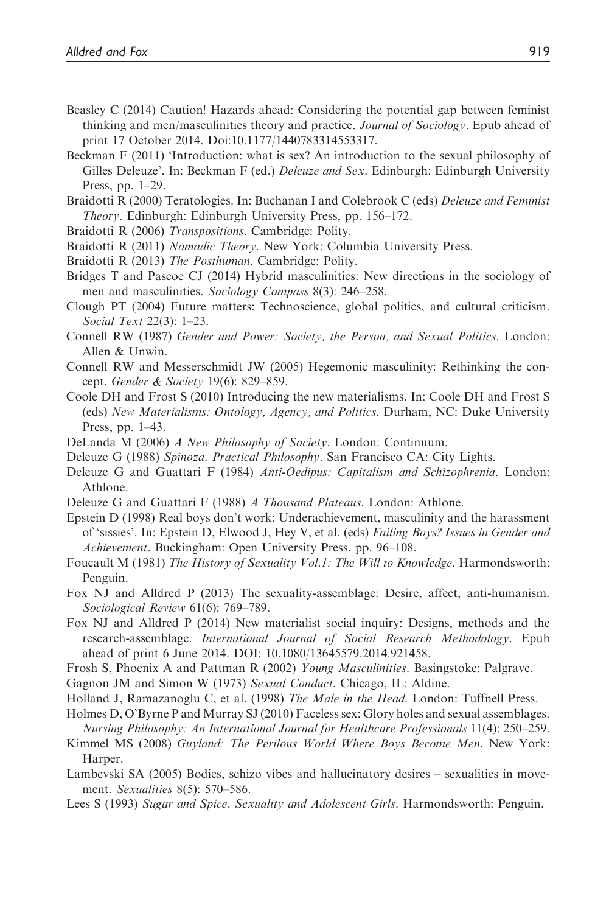Beasley C (2014) Caution! Hazards ahead: Considering the potential gap between feminist thinking and men/masculinities theory and practice. *Journal of Sociology*. Epub ahead of print 17 October 2014. Doi:10.1177/1440783314553317.

Beckman F (2011) 'Introduction: what is sex? An introduction to the sexual philosophy of Gilles Deleuze'. In: Beckman F (ed.) *Deleuze and Sex*. Edinburgh: Edinburgh University Press, pp. 1–29.

Braidotti R (2000) Teratologies. In: Buchanan I and Colebrook C (eds) *Deleuze and Feminist Theory*. Edinburgh: Edinburgh University Press, pp. 156–172.

Braidotti R (2006) *Transpositions*. Cambridge: Polity.

Braidotti R (2011) *Nomadic Theory*. New York: Columbia University Press.

Braidotti R (2013) *The Posthuman*. Cambridge: Polity.

Bridges T and Pascoe CJ (2014) Hybrid masculinities: New directions in the sociology of men and masculinities. *Sociology Compass* 8(3): 246–258.

Clough PT (2004) Future matters: Technoscience, global politics, and cultural criticism. *Social Text* 22(3): 1–23.

Connell RW (1987) *Gender and Power: Society, the Person, and Sexual Politics*. London: Allen & Unwin.

Connell RW and Messerschmidt JW (2005) Hegemonic masculinity: Rethinking the concept. *Gender & Society* 19(6): 829–859.

Coole DH and Frost S (2010) Introducing the new materialisms. In: Coole DH and Frost S (eds) *New Materialisms: Ontology, Agency, and Politics*. Durham, NC: Duke University Press, pp. 1–43.

DeLanda M (2006) *A New Philosophy of Society*. London: Continuum.

Deleuze G (1988) *Spinoza. Practical Philosophy*. San Francisco CA: City Lights.

Deleuze G and Guattari F (1984) *Anti-Oedipus: Capitalism and Schizophrenia*. London: Athlone.

Deleuze G and Guattari F (1988) *A Thousand Plateaus*. London: Athlone.

Epstein D (1998) Real boys don't work: Underachievement, masculinity and the harassment of 'sissies'. In: Epstein D, Elwood J, Hey V, et al. (eds) *Failing Boys? Issues in Gender and Achievement*. Buckingham: Open University Press, pp. 96–108.

Foucault M (1981) *The History of Sexuality Vol.1: The Will to Knowledge*. Harmondsworth: Penguin.

Fox NJ and Alldred P (2013) The sexuality-assemblage: Desire, affect, anti-humanism. *Sociological Review* 61(6): 769–789.

Fox NJ and Alldred P (2014) New materialist social inquiry: Designs, methods and the research-assemblage. *International Journal of Social Research Methodology*. Epub ahead of print 6 June 2014. DOI: 10.1080/13645579.2014.921458.

Frosh S, Phoenix A and Pattman R (2002) *Young Masculinities*. Basingstoke: Palgrave.

Gagnon JM and Simon W (1973) *Sexual Conduct*. Chicago, IL: Aldine.

Holland J, Ramazanoglu C, et al. (1998) *The Male in the Head*. London: Tuffnell Press.

Holmes D, O'Byrne P and Murray SJ (2010) Faceless sex: Glory holes and sexual assemblages. *Nursing Philosophy: An International Journal for Healthcare Professionals* 11(4): 250–259.

Kimmel MS (2008) *Guyland: The Perilous World Where Boys Become Men*. New York: Harper.

Lambevski SA (2005) Bodies, schizo vibes and hallucinatory desires – sexualities in movement. *Sexualities* 8(5): 570–586.

Lees S (1993) *Sugar and Spice. Sexuality and Adolescent Girls*. Harmondsworth: Penguin.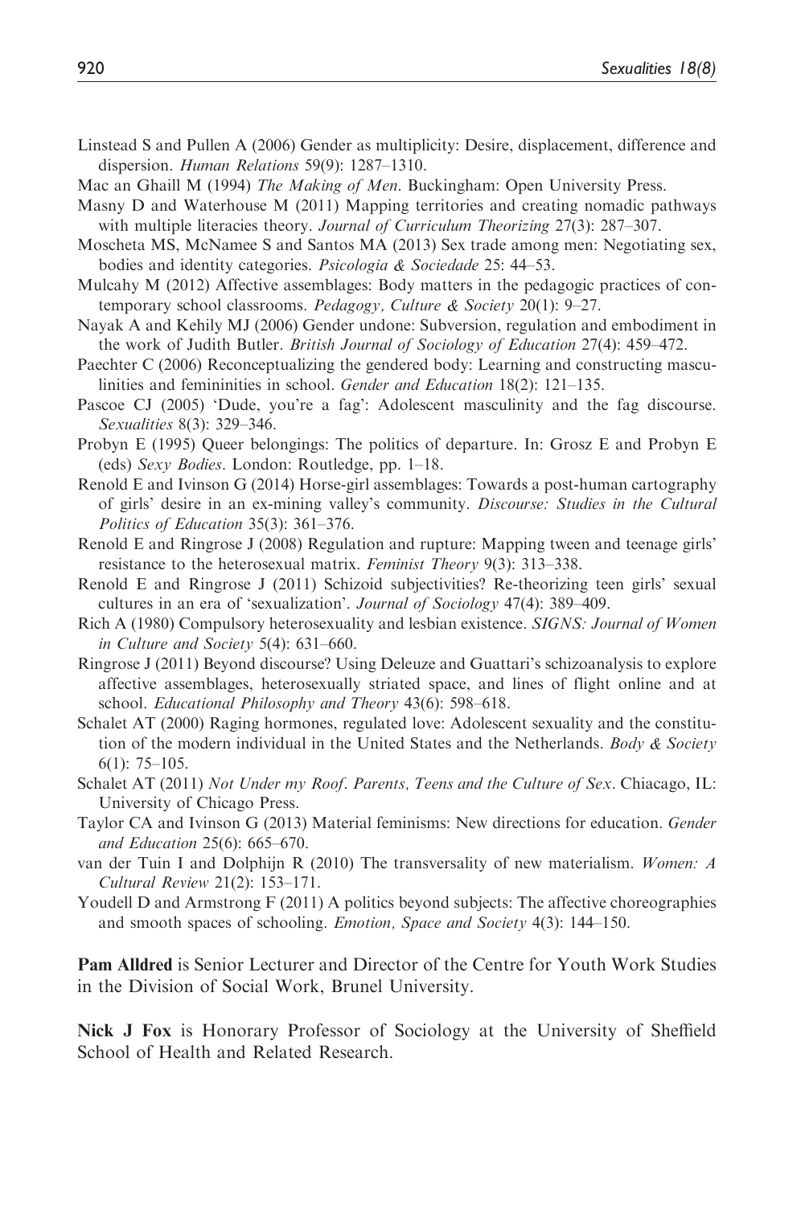Linstead S and Pullen A (2006) Gender as multiplicity: Desire, displacement, difference and dispersion. *Human Relations* 59(9): 1287–1310.

Mac an Ghaill M (1994) *The Making of Men*. Buckingham: Open University Press.

Masny D and Waterhouse M (2011) Mapping territories and creating nomadic pathways with multiple literacies theory. *Journal of Curriculum Theorizing* 27(3): 287–307.

Moscheta MS, McNamee S and Santos MA (2013) Sex trade among men: Negotiating sex, bodies and identity categories. *Psicologia & Sociedade* 25: 44–53.

Mulcahy M (2012) Affective assemblages: Body matters in the pedagogic practices of contemporary school classrooms. *Pedagogy, Culture & Society* 20(1): 9–27.

Nayak A and Kehily MJ (2006) Gender undone: Subversion, regulation and embodiment in the work of Judith Butler. *British Journal of Sociology of Education* 27(4): 459–472.

Paechter C (2006) Reconceptualizing the gendered body: Learning and constructing masculinities and femininities in school. *Gender and Education* 18(2): 121–135.

Pascoe CJ (2005) 'Dude, you're a fag': Adolescent masculinity and the fag discourse. *Sexualities* 8(3): 329–346.

Probyn E (1995) Queer belongings: The politics of departure. In: Grosz E and Probyn E (eds) *Sexy Bodies*. London: Routledge, pp. 1–18.

Renold E and Ivinson G (2014) Horse-girl assemblages: Towards a post-human cartography of girls' desire in an ex-mining valley's community. *Discourse: Studies in the Cultural Politics of Education* 35(3): 361–376.

Renold E and Ringrose J (2008) Regulation and rupture: Mapping tween and teenage girls' resistance to the heterosexual matrix. *Feminist Theory* 9(3): 313–338.

Renold E and Ringrose J (2011) Schizoid subjectivities? Re-theorizing teen girls' sexual cultures in an era of 'sexualization'. *Journal of Sociology* 47(4): 389–409.

Rich A (1980) Compulsory heterosexuality and lesbian existence. *SIGNS: Journal of Women in Culture and Society* 5(4): 631–660.

Ringrose J (2011) Beyond discourse? Using Deleuze and Guattari's schizoanalysis to explore affective assemblages, heterosexually striated space, and lines of flight online and at school. *Educational Philosophy and Theory* 43(6): 598–618.

Schalet AT (2000) Raging hormones, regulated love: Adolescent sexuality and the constitution of the modern individual in the United States and the Netherlands. *Body & Society* 6(1): 75–105.

Schalet AT (2011) *Not Under my Roof. Parents, Teens and the Culture of Sex*. Chiacago, IL: University of Chicago Press.

Taylor CA and Ivinson G (2013) Material feminisms: New directions for education. *Gender and Education* 25(6): 665–670.

van der Tuin I and Dolphijn R (2010) The transversality of new materialism. *Women: A Cultural Review* 21(2): 153–171.

Youdell D and Armstrong F (2011) A politics beyond subjects: The affective choreographies and smooth spaces of schooling. *Emotion, Space and Society* 4(3): 144–150.

**Pam Alldred** is Senior Lecturer and Director of the Centre for Youth Work Studies in the Division of Social Work, Brunel University.

**Nick J Fox** is Honorary Professor of Sociology at the University of Sheffield School of Health and Related Research.